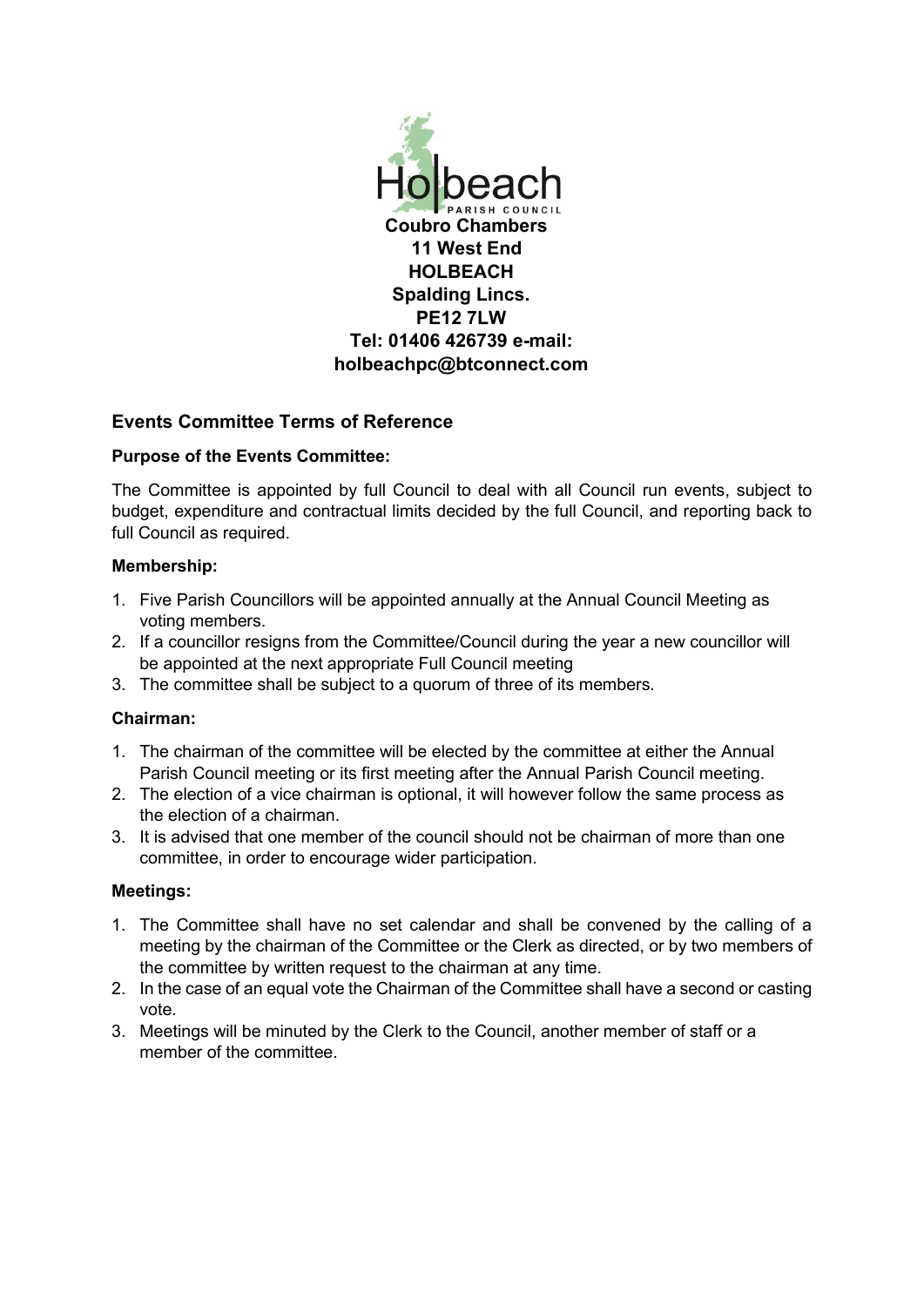**Holbeach PARISH COUNCIL**

**Coubro Chambers**
**11 West End**
**HOLBEACH**
**Spalding Lincs.**
**PE12 7LW**
**Tel: 01406 426739 e-mail:**
**holbeachpc@btconnect.com**

## Events Committee Terms of Reference

**Purpose of the Events Committee:**

The Committee is appointed by full Council to deal with all Council run events, subject to budget, expenditure and contractual limits decided by the full Council, and reporting back to full Council as required.

**Membership:**

1. Five Parish Councillors will be appointed annually at the Annual Council Meeting as voting members.
2. If a councillor resigns from the Committee/Council during the year a new councillor will be appointed at the next appropriate Full Council meeting
3. The committee shall be subject to a quorum of three of its members.

**Chairman:**

1. The chairman of the committee will be elected by the committee at either the Annual Parish Council meeting or its first meeting after the Annual Parish Council meeting.
2. The election of a vice chairman is optional, it will however follow the same process as the election of a chairman.
3. It is advised that one member of the council should not be chairman of more than one committee, in order to encourage wider participation.

**Meetings:**

1. The Committee shall have no set calendar and shall be convened by the calling of a meeting by the chairman of the Committee or the Clerk as directed, or by two members of the committee by written request to the chairman at any time.
2. In the case of an equal vote the Chairman of the Committee shall have a second or casting vote.
3. Meetings will be minuted by the Clerk to the Council, another member of staff or a member of the committee.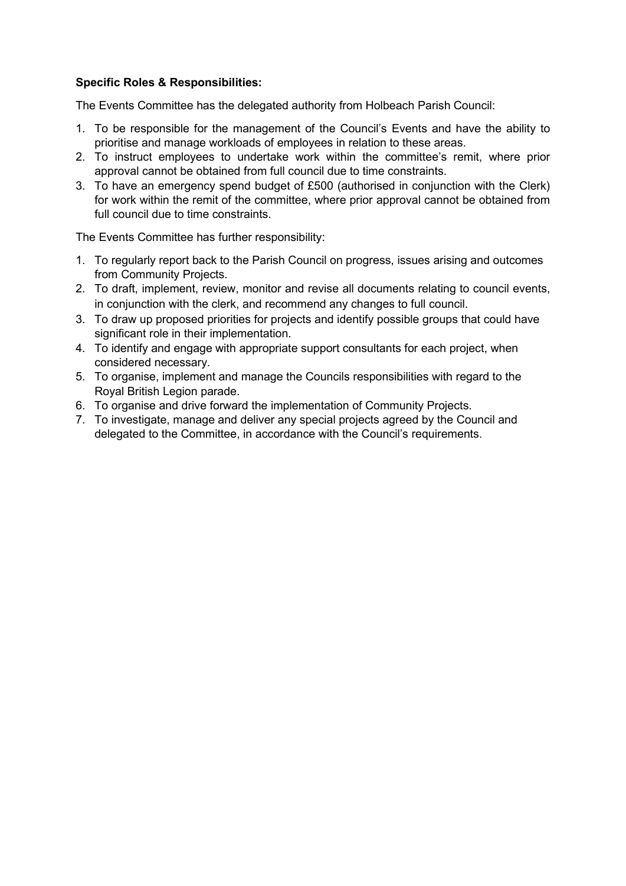**Specific Roles & Responsibilities:**

The Events Committee has the delegated authority from Holbeach Parish Council:

1. To be responsible for the management of the Council's Events and have the ability to prioritise and manage workloads of employees in relation to these areas.
2. To instruct employees to undertake work within the committee's remit, where prior approval cannot be obtained from full council due to time constraints.
3. To have an emergency spend budget of £500 (authorised in conjunction with the Clerk) for work within the remit of the committee, where prior approval cannot be obtained from full council due to time constraints.

The Events Committee has further responsibility:

1. To regularly report back to the Parish Council on progress, issues arising and outcomes from Community Projects.
2. To draft, implement, review, monitor and revise all documents relating to council events, in conjunction with the clerk, and recommend any changes to full council.
3. To draw up proposed priorities for projects and identify possible groups that could have significant role in their implementation.
4. To identify and engage with appropriate support consultants for each project, when considered necessary.
5. To organise, implement and manage the Councils responsibilities with regard to the Royal British Legion parade.
6. To organise and drive forward the implementation of Community Projects.
7. To investigate, manage and deliver any special projects agreed by the Council and delegated to the Committee, in accordance with the Council's requirements.